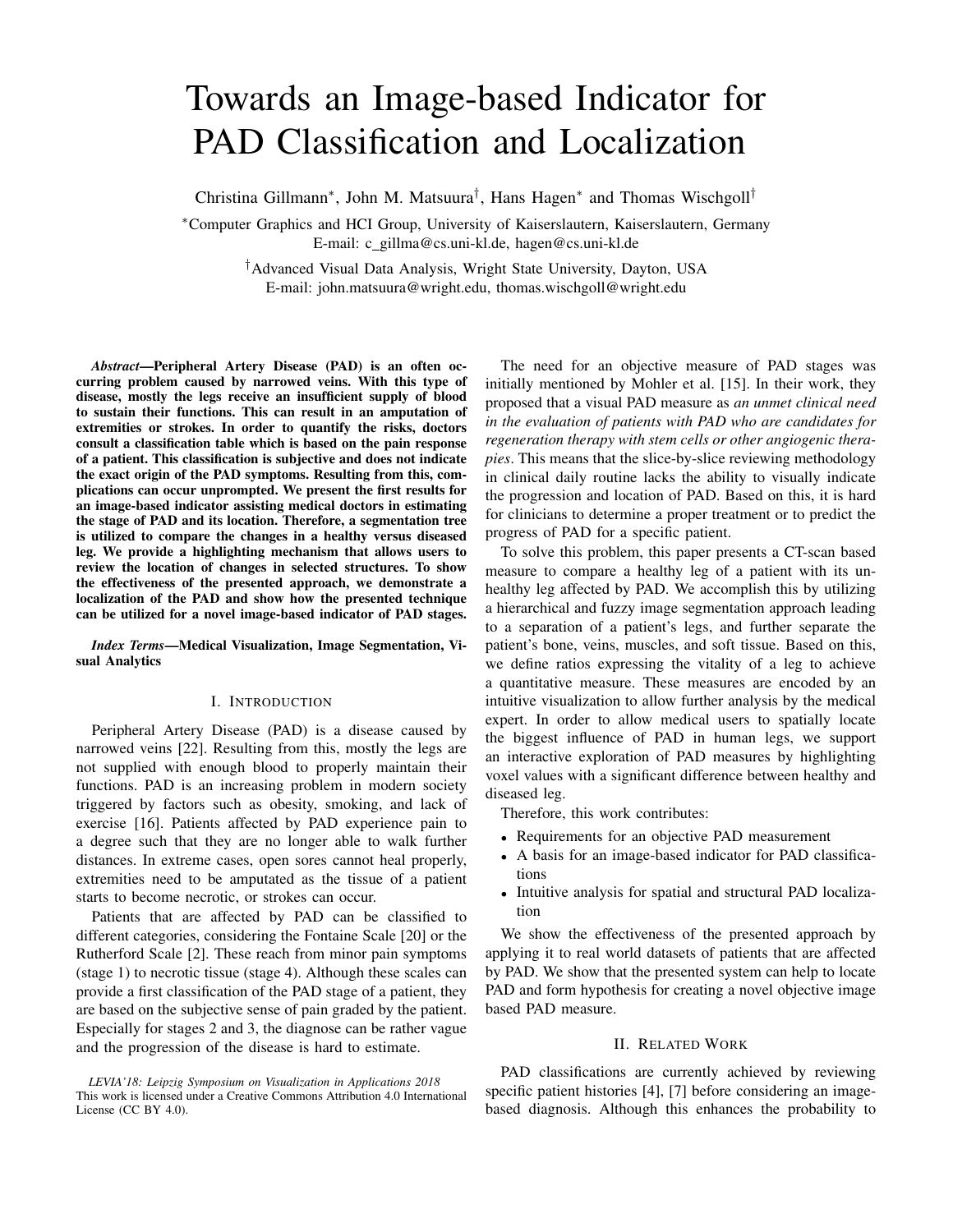# Towards an Image-based Indicator for PAD Classification and Localization

Christina Gillmann*, John M. Matsuura†, Hans Hagen* and Thomas Wischgoll†

*Computer Graphics and HCI Group, University of Kaiserslautern, Kaiserslautern, Germany
E-mail: c_gillma@cs.uni-kl.de, hagen@cs.uni-kl.de

†Advanced Visual Data Analysis, Wright State University, Dayton, USA
E-mail: john.matsuura@wright.edu, thomas.wischgoll@wright.edu

***Abstract*—Peripheral Artery Disease (PAD) is an often occurring problem caused by narrowed veins. With this type of disease, mostly the legs receive an insufficient supply of blood to sustain their functions. This can result in an amputation of extremities or strokes. In order to quantify the risks, doctors consult a classification table which is based on the pain response of a patient. This classification is subjective and does not indicate the exact origin of the PAD symptoms. Resulting from this, complications can occur unprompted. We present the first results for an image-based indicator assisting medical doctors in estimating the stage of PAD and its location. Therefore, a segmentation tree is utilized to compare the changes in a healthy versus diseased leg. We provide a highlighting mechanism that allows users to review the location of changes in selected structures. To show the effectiveness of the presented approach, we demonstrate a localization of the PAD and show how the presented technique can be utilized for a novel image-based indicator of PAD stages.**

***Index Terms*—Medical Visualization, Image Segmentation, Visual Analytics**

## I. Introduction

Peripheral Artery Disease (PAD) is a disease caused by narrowed veins [22]. Resulting from this, mostly the legs are not supplied with enough blood to properly maintain their functions. PAD is an increasing problem in modern society triggered by factors such as obesity, smoking, and lack of exercise [16]. Patients affected by PAD experience pain to a degree such that they are no longer able to walk further distances. In extreme cases, open sores cannot heal properly, extremities need to be amputated as the tissue of a patient starts to become necrotic, or strokes can occur.

Patients that are affected by PAD can be classified to different categories, considering the Fontaine Scale [20] or the Rutherford Scale [2]. These reach from minor pain symptoms (stage 1) to necrotic tissue (stage 4). Although these scales can provide a first classification of the PAD stage of a patient, they are based on the subjective sense of pain graded by the patient. Especially for stages 2 and 3, the diagnose can be rather vague and the progression of the disease is hard to estimate.

*LEVIA'18: Leipzig Symposium on Visualization in Applications 2018*
This work is licensed under a Creative Commons Attribution 4.0 International License (CC BY 4.0).

The need for an objective measure of PAD stages was initially mentioned by Mohler et al. [15]. In their work, they proposed that a visual PAD measure as *an unmet clinical need in the evaluation of patients with PAD who are candidates for regeneration therapy with stem cells or other angiogenic therapies*. This means that the slice-by-slice reviewing methodology in clinical daily routine lacks the ability to visually indicate the progression and location of PAD. Based on this, it is hard for clinicians to determine a proper treatment or to predict the progress of PAD for a specific patient.

To solve this problem, this paper presents a CT-scan based measure to compare a healthy leg of a patient with its unhealthy leg affected by PAD. We accomplish this by utilizing a hierarchical and fuzzy image segmentation approach leading to a separation of a patient's legs, and further separate the patient's bone, veins, muscles, and soft tissue. Based on this, we define ratios expressing the vitality of a leg to achieve a quantitative measure. These measures are encoded by an intuitive visualization to allow further analysis by the medical expert. In order to allow medical users to spatially locate the biggest influence of PAD in human legs, we support an interactive exploration of PAD measures by highlighting voxel values with a significant difference between healthy and diseased leg.

Therefore, this work contributes:

- Requirements for an objective PAD measurement
- A basis for an image-based indicator for PAD classifications
- Intuitive analysis for spatial and structural PAD localization

We show the effectiveness of the presented approach by applying it to real world datasets of patients that are affected by PAD. We show that the presented system can help to locate PAD and form hypothesis for creating a novel objective image based PAD measure.

## II. Related Work

PAD classifications are currently achieved by reviewing specific patient histories [4], [7] before considering an image-based diagnosis. Although this enhances the probability to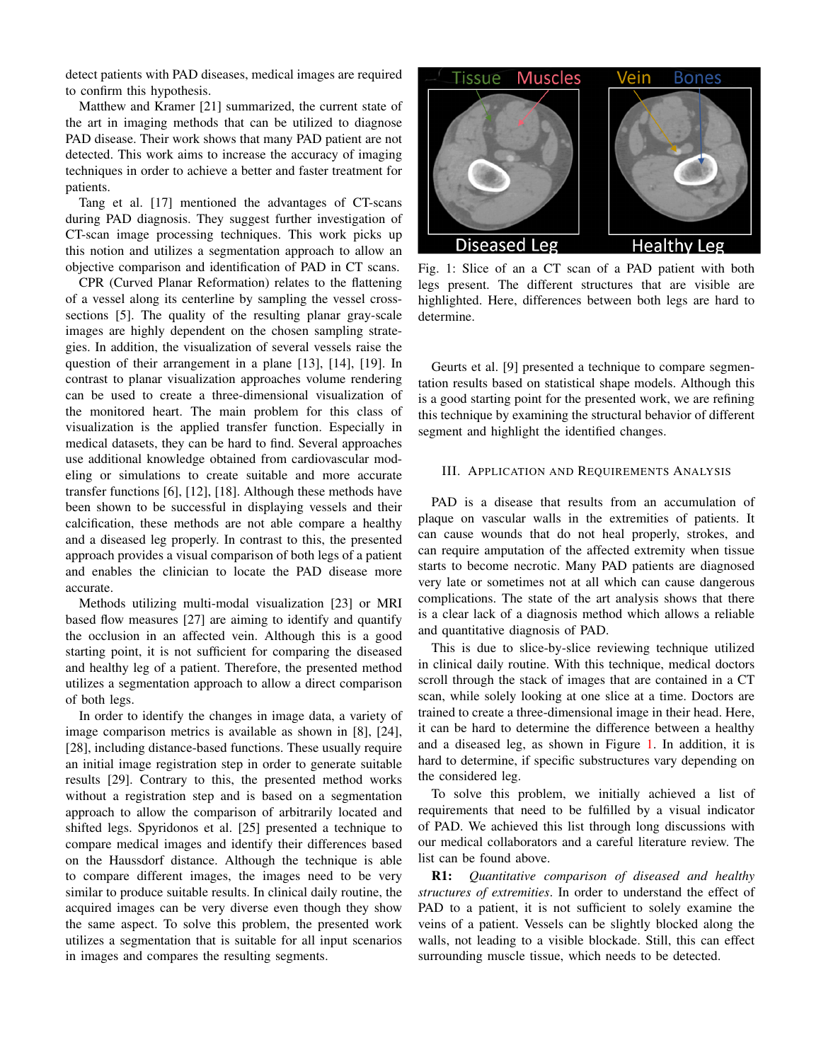detect patients with PAD diseases, medical images are required to confirm this hypothesis.

Matthew and Kramer [21] summarized, the current state of the art in imaging methods that can be utilized to diagnose PAD disease. Their work shows that many PAD patient are not detected. This work aims to increase the accuracy of imaging techniques in order to achieve a better and faster treatment for patients.

Tang et al. [17] mentioned the advantages of CT-scans during PAD diagnosis. They suggest further investigation of CT-scan image processing techniques. This work picks up this notion and utilizes a segmentation approach to allow an objective comparison and identification of PAD in CT scans.

CPR (Curved Planar Reformation) relates to the flattening of a vessel along its centerline by sampling the vessel cross-sections [5]. The quality of the resulting planar gray-scale images are highly dependent on the chosen sampling strategies. In addition, the visualization of several vessels raise the question of their arrangement in a plane [13], [14], [19]. In contrast to planar visualization approaches volume rendering can be used to create a three-dimensional visualization of the monitored heart. The main problem for this class of visualization is the applied transfer function. Especially in medical datasets, they can be hard to find. Several approaches use additional knowledge obtained from cardiovascular modeling or simulations to create suitable and more accurate transfer functions [6], [12], [18]. Although these methods have been shown to be successful in displaying vessels and their calcification, these methods are not able compare a healthy and a diseased leg properly. In contrast to this, the presented approach provides a visual comparison of both legs of a patient and enables the clinician to locate the PAD disease more accurate.

Methods utilizing multi-modal visualization [23] or MRI based flow measures [27] are aiming to identify and quantify the occlusion in an affected vein. Although this is a good starting point, it is not sufficient for comparing the diseased and healthy leg of a patient. Therefore, the presented method utilizes a segmentation approach to allow a direct comparison of both legs.

In order to identify the changes in image data, a variety of image comparison metrics is available as shown in [8], [24], [28], including distance-based functions. These usually require an initial image registration step in order to generate suitable results [29]. Contrary to this, the presented method works without a registration step and is based on a segmentation approach to allow the comparison of arbitrarily located and shifted legs. Spyridonos et al. [25] presented a technique to compare medical images and identify their differences based on the Haussdorf distance. Although the technique is able to compare different images, the images need to be very similar to produce suitable results. In clinical daily routine, the acquired images can be very diverse even though they show the same aspect. To solve this problem, the presented work utilizes a segmentation that is suitable for all input scenarios in images and compares the resulting segments.

Fig. 1: Slice of an a CT scan of a PAD patient with both legs present. The different structures that are visible are highlighted. Here, differences between both legs are hard to determine.

Geurts et al. [9] presented a technique to compare segmentation results based on statistical shape models. Although this is a good starting point for the presented work, we are refining this technique by examining the structural behavior of different segment and highlight the identified changes.

## III. Application and Requirements Analysis

PAD is a disease that results from an accumulation of plaque on vascular walls in the extremities of patients. It can cause wounds that do not heal properly, strokes, and can require amputation of the affected extremity when tissue starts to become necrotic. Many PAD patients are diagnosed very late or sometimes not at all which can cause dangerous complications. The state of the art analysis shows that there is a clear lack of a diagnosis method which allows a reliable and quantitative diagnosis of PAD.

This is due to slice-by-slice reviewing technique utilized in clinical daily routine. With this technique, medical doctors scroll through the stack of images that are contained in a CT scan, while solely looking at one slice at a time. Doctors are trained to create a three-dimensional image in their head. Here, it can be hard to determine the difference between a healthy and a diseased leg, as shown in Figure 1. In addition, it is hard to determine, if specific substructures vary depending on the considered leg.

To solve this problem, we initially achieved a list of requirements that need to be fulfilled by a visual indicator of PAD. We achieved this list through long discussions with our medical collaborators and a careful literature review. The list can be found above.

**R1:** *Quantitative comparison of diseased and healthy structures of extremities*. In order to understand the effect of PAD to a patient, it is not sufficient to solely examine the veins of a patient. Vessels can be slightly blocked along the walls, not leading to a visible blockade. Still, this can effect surrounding muscle tissue, which needs to be detected.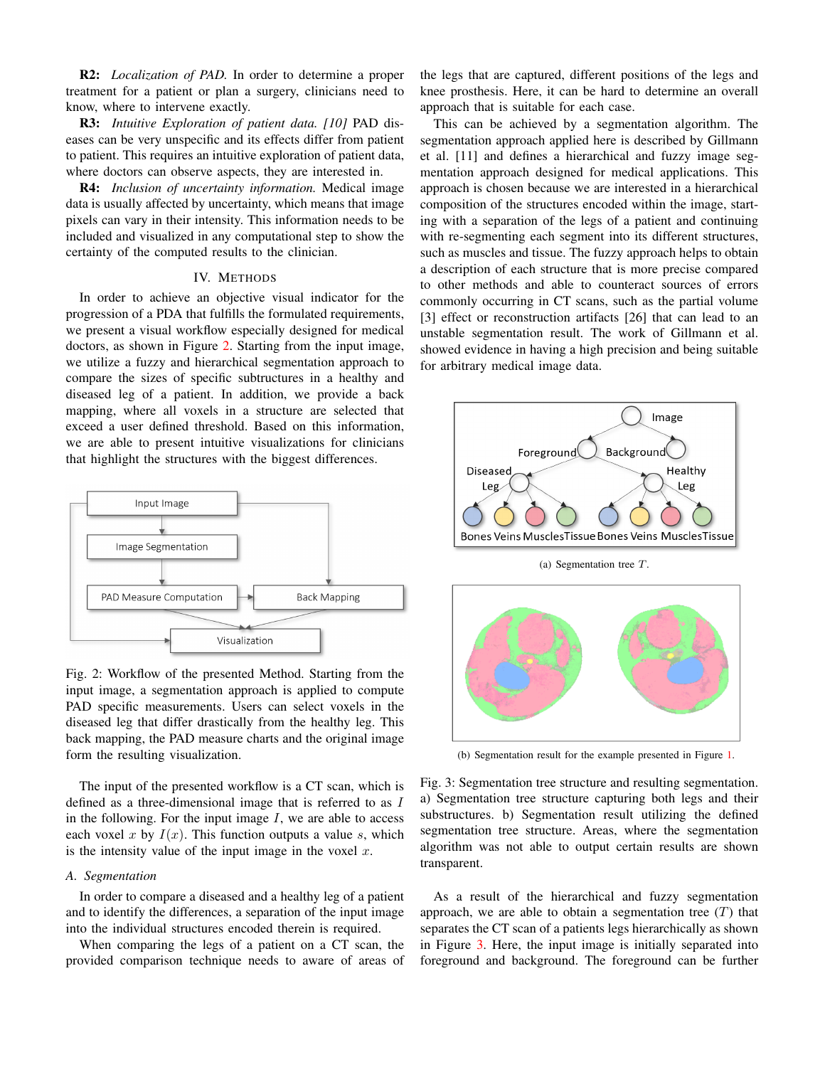**R2:** *Localization of PAD.* In order to determine a proper treatment for a patient or plan a surgery, clinicians need to know, where to intervene exactly.

**R3:** *Intuitive Exploration of patient data. [10]* PAD diseases can be very unspecific and its effects differ from patient to patient. This requires an intuitive exploration of patient data, where doctors can observe aspects, they are interested in.

**R4:** *Inclusion of uncertainty information.* Medical image data is usually affected by uncertainty, which means that image pixels can vary in their intensity. This information needs to be included and visualized in any computational step to show the certainty of the computed results to the clinician.

## IV. Methods

In order to achieve an objective visual indicator for the progression of a PDA that fulfills the formulated requirements, we present a visual workflow especially designed for medical doctors, as shown in Figure 2. Starting from the input image, we utilize a fuzzy and hierarchical segmentation approach to compare the sizes of specific subtructures in a healthy and diseased leg of a patient. In addition, we provide a back mapping, where all voxels in a structure are selected that exceed a user defined threshold. Based on this information, we are able to present intuitive visualizations for clinicians that highlight the structures with the biggest differences.

Fig. 2: Workflow of the presented Method. Starting from the input image, a segmentation approach is applied to compute PAD specific measurements. Users can select voxels in the diseased leg that differ drastically from the healthy leg. This back mapping, the PAD measure charts and the original image form the resulting visualization.

The input of the presented workflow is a CT scan, which is defined as a three-dimensional image that is referred to as $I$ in the following. For the input image $I$, we are able to access each voxel $x$ by $I(x)$. This function outputs a value $s$, which is the intensity value of the input image in the voxel $x$.

### A. Segmentation

In order to compare a diseased and a healthy leg of a patient and to identify the differences, a separation of the input image into the individual structures encoded therein is required.

When comparing the legs of a patient on a CT scan, the provided comparison technique needs to aware of areas of the legs that are captured, different positions of the legs and knee prosthesis. Here, it can be hard to determine an overall approach that is suitable for each case.

This can be achieved by a segmentation algorithm. The segmentation approach applied here is described by Gillmann et al. [11] and defines a hierarchical and fuzzy image segmentation approach designed for medical applications. This approach is chosen because we are interested in a hierarchical composition of the structures encoded within the image, starting with a separation of the legs of a patient and continuing with re-segmenting each segment into its different structures, such as muscles and tissue. The fuzzy approach helps to obtain a description of each structure that is more precise compared to other methods and able to counteract sources of errors commonly occurring in CT scans, such as the partial volume [3] effect or reconstruction artifacts [26] that can lead to an unstable segmentation result. The work of Gillmann et al. showed evidence in having a high precision and being suitable for arbitrary medical image data.

(a) Segmentation tree $T$.

(b) Segmentation result for the example presented in Figure 1.

Fig. 3: Segmentation tree structure and resulting segmentation. a) Segmentation tree structure capturing both legs and their substructures. b) Segmentation result utilizing the defined segmentation tree structure. Areas, where the segmentation algorithm was not able to output certain results are shown transparent.

As a result of the hierarchical and fuzzy segmentation approach, we are able to obtain a segmentation tree ($T$) that separates the CT scan of a patients legs hierarchically as shown in Figure 3. Here, the input image is initially separated into foreground and background. The foreground can be further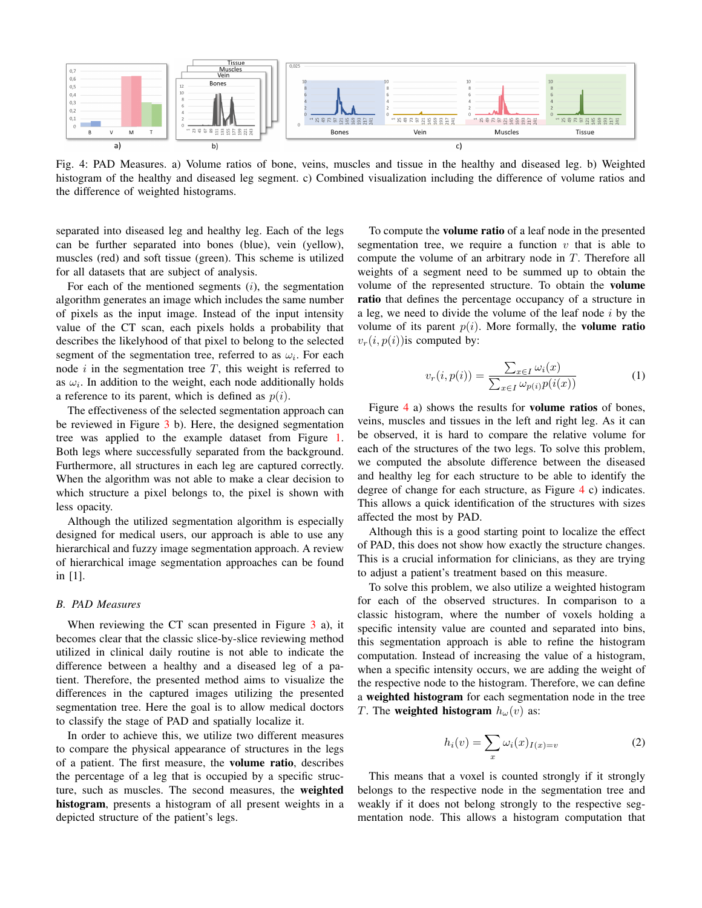Fig. 4: PAD Measures. a) Volume ratios of bone, veins, muscles and tissue in the healthy and diseased leg. b) Weighted histogram of the healthy and diseased leg segment. c) Combined visualization including the difference of volume ratios and the difference of weighted histograms.

separated into diseased leg and healthy leg. Each of the legs can be further separated into bones (blue), vein (yellow), muscles (red) and soft tissue (green). This scheme is utilized for all datasets that are subject of analysis.

For each of the mentioned segments ($i$), the segmentation algorithm generates an image which includes the same number of pixels as the input image. Instead of the input intensity value of the CT scan, each pixels holds a probability that describes the likelyhood of that pixel to belong to the selected segment of the segmentation tree, referred to as $\omega_i$. For each node $i$ in the segmentation tree $T$, this weight is referred to as $\omega_i$. In addition to the weight, each node additionally holds a reference to its parent, which is defined as $p(i)$.

The effectiveness of the selected segmentation approach can be reviewed in Figure 3 b). Here, the designed segmentation tree was applied to the example dataset from Figure 1. Both legs where successfully separated from the background. Furthermore, all structures in each leg are captured correctly. When the algorithm was not able to make a clear decision to which structure a pixel belongs to, the pixel is shown with less opacity.

Although the utilized segmentation algorithm is especially designed for medical users, our approach is able to use any hierarchical and fuzzy image segmentation approach. A review of hierarchical image segmentation approaches can be found in [1].

### B. PAD Measures

When reviewing the CT scan presented in Figure 3 a), it becomes clear that the classic slice-by-slice reviewing method utilized in clinical daily routine is not able to indicate the difference between a healthy and a diseased leg of a patient. Therefore, the presented method aims to visualize the differences in the captured images utilizing the presented segmentation tree. Here the goal is to allow medical doctors to classify the stage of PAD and spatially localize it.

In order to achieve this, we utilize two different measures to compare the physical appearance of structures in the legs of a patient. The first measure, the **volume ratio**, describes the percentage of a leg that is occupied by a specific structure, such as muscles. The second measures, the **weighted histogram**, presents a histogram of all present weights in a depicted structure of the patient's legs.

To compute the **volume ratio** of a leaf node in the presented segmentation tree, we require a function $v$ that is able to compute the volume of an arbitrary node in $T$. Therefore all weights of a segment need to be summed up to obtain the volume of the represented structure. To obtain the **volume ratio** that defines the percentage occupancy of a structure in a leg, we need to divide the volume of the leaf node $i$ by the volume of its parent $p(i)$. More formally, the **volume ratio** $v_r(i, p(i))$is computed by:

$$v_r(i, p(i)) = \frac{\sum_{x \in I} \omega_i(x)}{\sum_{x \in I} \omega_{p(i)} p(i(x))} \tag{1}$$

Figure 4 a) shows the results for **volume ratios** of bones, veins, muscles and tissues in the left and right leg. As it can be observed, it is hard to compare the relative volume for each of the structures of the two legs. To solve this problem, we computed the absolute difference between the diseased and healthy leg for each structure to be able to identify the degree of change for each structure, as Figure 4 c) indicates. This allows a quick identification of the structures with sizes affected the most by PAD.

Although this is a good starting point to localize the effect of PAD, this does not show how exactly the structure changes. This is a crucial information for clinicians, as they are trying to adjust a patient's treatment based on this measure.

To solve this problem, we also utilize a weighted histogram for each of the observed structures. In comparison to a classic histogram, where the number of voxels holding a specific intensity value are counted and separated into bins, this segmentation approach is able to refine the histogram computation. Instead of increasing the value of a histogram, when a specific intensity occurs, we are adding the weight of the respective node to the histogram. Therefore, we can define a **weighted histogram** for each segmentation node in the tree $T$. The **weighted histogram** $h_\omega(v)$ as:

$$h_i(v) = \sum_x \omega_i(x)_{I(x)=v} \tag{2}$$

This means that a voxel is counted strongly if it strongly belongs to the respective node in the segmentation tree and weakly if it does not belong strongly to the respective segmentation node. This allows a histogram computation that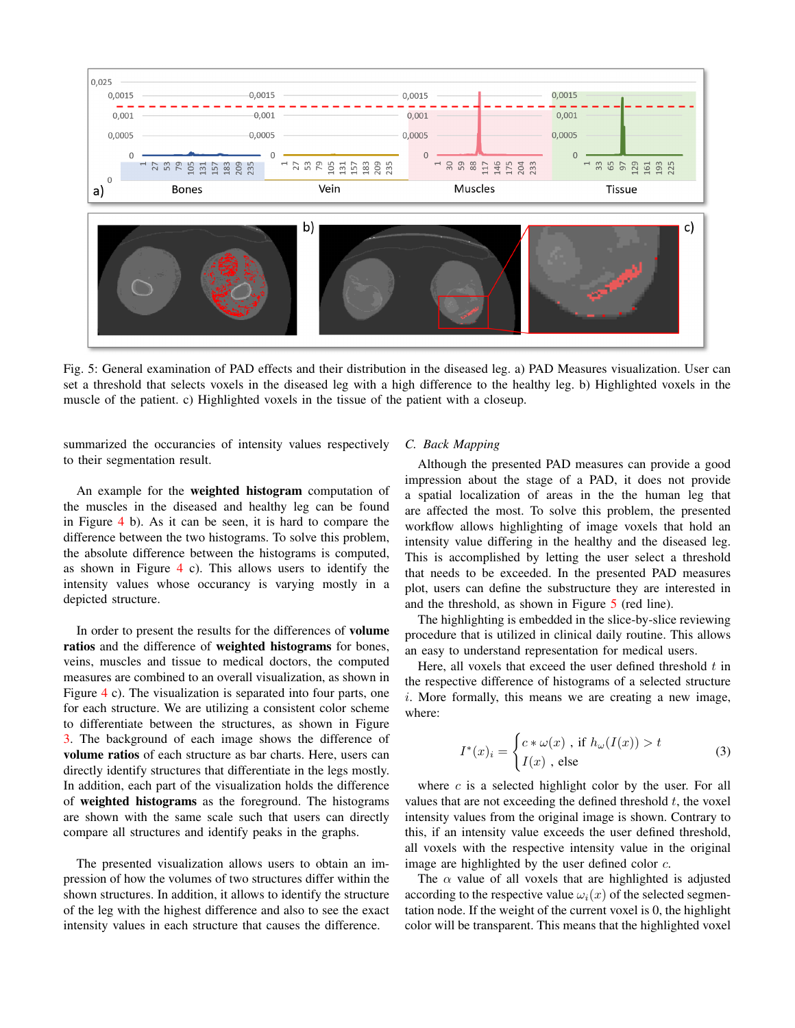Fig. 5: General examination of PAD effects and their distribution in the diseased leg. a) PAD Measures visualization. User can set a threshold that selects voxels in the diseased leg with a high difference to the healthy leg. b) Highlighted voxels in the muscle of the patient. c) Highlighted voxels in the tissue of the patient with a closeup.

summarized the occurancies of intensity values respectively to their segmentation result.

An example for the **weighted histogram** computation of the muscles in the diseased and healthy leg can be found in Figure 4 b). As it can be seen, it is hard to compare the difference between the two histograms. To solve this problem, the absolute difference between the histograms is computed, as shown in Figure 4 c). This allows users to identify the intensity values whose occurancy is varying mostly in a depicted structure.

In order to present the results for the differences of **volume ratios** and the difference of **weighted histograms** for bones, veins, muscles and tissue to medical doctors, the computed measures are combined to an overall visualization, as shown in Figure 4 c). The visualization is separated into four parts, one for each structure. We are utilizing a consistent color scheme to differentiate between the structures, as shown in Figure 3. The background of each image shows the difference of **volume ratios** of each structure as bar charts. Here, users can directly identify structures that differentiate in the legs mostly. In addition, each part of the visualization holds the difference of **weighted histograms** as the foreground. The histograms are shown with the same scale such that users can directly compare all structures and identify peaks in the graphs.

The presented visualization allows users to obtain an impression of how the volumes of two structures differ within the shown structures. In addition, it allows to identify the structure of the leg with the highest difference and also to see the exact intensity values in each structure that causes the difference.

### C. Back Mapping

Although the presented PAD measures can provide a good impression about the stage of a PAD, it does not provide a spatial localization of areas in the the human leg that are affected the most. To solve this problem, the presented workflow allows highlighting of image voxels that hold an intensity value differing in the healthy and the diseased leg. This is accomplished by letting the user select a threshold that needs to be exceeded. In the presented PAD measures plot, users can define the substructure they are interested in and the threshold, as shown in Figure 5 (red line).

The highlighting is embedded in the slice-by-slice reviewing procedure that is utilized in clinical daily routine. This allows an easy to understand representation for medical users.

Here, all voxels that exceed the user defined threshold $t$ in the respective difference of histograms of a selected structure $i$. More formally, this means we are creating a new image, where:

$$I^*(x)_i = \begin{cases} c * \omega(x) \text{ , if } h_\omega(I(x)) > t \\ I(x) \text{ , else} \end{cases} \quad (3)$$

where $c$ is a selected highlight color by the user. For all values that are not exceeding the defined threshold $t$, the voxel intensity values from the original image is shown. Contrary to this, if an intensity value exceeds the user defined threshold, all voxels with the respective intensity value in the original image are highlighted by the user defined color $c$.

The $\alpha$ value of all voxels that are highlighted is adjusted according to the respective value $\omega_i(x)$ of the selected segmentation node. If the weight of the current voxel is 0, the highlight color will be transparent. This means that the highlighted voxel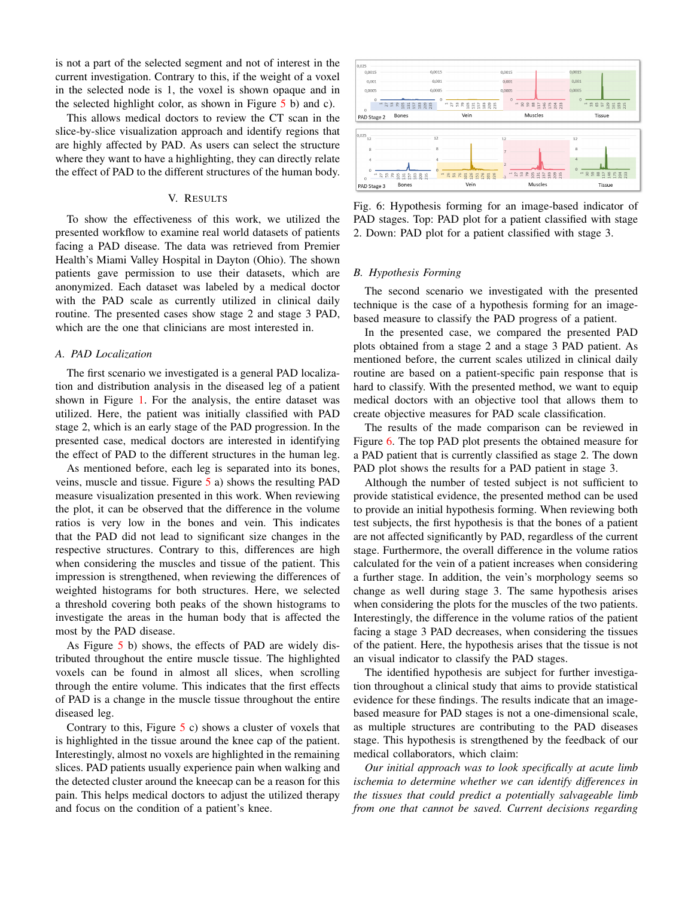is not a part of the selected segment and not of interest in the current investigation. Contrary to this, if the weight of a voxel in the selected node is 1, the voxel is shown opaque and in the selected highlight color, as shown in Figure 5 b) and c).

This allows medical doctors to review the CT scan in the slice-by-slice visualization approach and identify regions that are highly affected by PAD. As users can select the structure where they want to have a highlighting, they can directly relate the effect of PAD to the different structures of the human body.

## V. Results

To show the effectiveness of this work, we utilized the presented workflow to examine real world datasets of patients facing a PAD disease. The data was retrieved from Premier Health's Miami Valley Hospital in Dayton (Ohio). The shown patients gave permission to use their datasets, which are anonymized. Each dataset was labeled by a medical doctor with the PAD scale as currently utilized in clinical daily routine. The presented cases show stage 2 and stage 3 PAD, which are the one that clinicians are most interested in.

### A. PAD Localization

The first scenario we investigated is a general PAD localization and distribution analysis in the diseased leg of a patient shown in Figure 1. For the analysis, the entire dataset was utilized. Here, the patient was initially classified with PAD stage 2, which is an early stage of the PAD progression. In the presented case, medical doctors are interested in identifying the effect of PAD to the different structures in the human leg.

As mentioned before, each leg is separated into its bones, veins, muscle and tissue. Figure 5 a) shows the resulting PAD measure visualization presented in this work. When reviewing the plot, it can be observed that the difference in the volume ratios is very low in the bones and vein. This indicates that the PAD did not lead to significant size changes in the respective structures. Contrary to this, differences are high when considering the muscles and tissue of the patient. This impression is strengthened, when reviewing the differences of weighted histograms for both structures. Here, we selected a threshold covering both peaks of the shown histograms to investigate the areas in the human body that is affected the most by the PAD disease.

As Figure 5 b) shows, the effects of PAD are widely distributed throughout the entire muscle tissue. The highlighted voxels can be found in almost all slices, when scrolling through the entire volume. This indicates that the first effects of PAD is a change in the muscle tissue throughout the entire diseased leg.

Contrary to this, Figure 5 c) shows a cluster of voxels that is highlighted in the tissue around the knee cap of the patient. Interestingly, almost no voxels are highlighted in the remaining slices. PAD patients usually experience pain when walking and the detected cluster around the kneecap can be a reason for this pain. This helps medical doctors to adjust the utilized therapy and focus on the condition of a patient's knee.

Fig. 6: Hypothesis forming for an image-based indicator of PAD stages. Top: PAD plot for a patient classified with stage 2. Down: PAD plot for a patient classified with stage 3.

### B. Hypothesis Forming

The second scenario we investigated with the presented technique is the case of a hypothesis forming for an image-based measure to classify the PAD progress of a patient.

In the presented case, we compared the presented PAD plots obtained from a stage 2 and a stage 3 PAD patient. As mentioned before, the current scales utilized in clinical daily routine are based on a patient-specific pain response that is hard to classify. With the presented method, we want to equip medical doctors with an objective tool that allows them to create objective measures for PAD scale classification.

The results of the made comparison can be reviewed in Figure 6. The top PAD plot presents the obtained measure for a PAD patient that is currently classified as stage 2. The down PAD plot shows the results for a PAD patient in stage 3.

Although the number of tested subject is not sufficient to provide statistical evidence, the presented method can be used to provide an initial hypothesis forming. When reviewing both test subjects, the first hypothesis is that the bones of a patient are not affected significantly by PAD, regardless of the current stage. Furthermore, the overall difference in the volume ratios calculated for the vein of a patient increases when considering a further stage. In addition, the vein's morphology seems so change as well during stage 3. The same hypothesis arises when considering the plots for the muscles of the two patients. Interestingly, the difference in the volume ratios of the patient facing a stage 3 PAD decreases, when considering the tissues of the patient. Here, the hypothesis arises that the tissue is not an visual indicator to classify the PAD stages.

The identified hypothesis are subject for further investigation throughout a clinical study that aims to provide statistical evidence for these findings. The results indicate that an image-based measure for PAD stages is not a one-dimensional scale, as multiple structures are contributing to the PAD diseases stage. This hypothesis is strengthened by the feedback of our medical collaborators, which claim:

*Our initial approach was to look specifically at acute limb ischemia to determine whether we can identify differences in the tissues that could predict a potentially salvageable limb from one that cannot be saved. Current decisions regarding*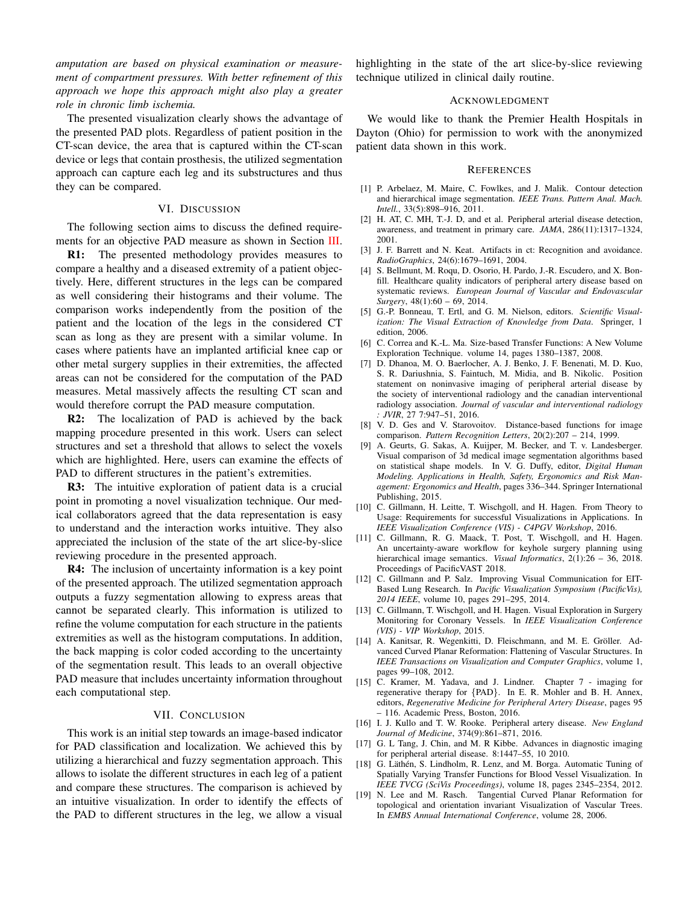*amputation are based on physical examination or measurement of compartment pressures. With better refinement of this approach we hope this approach might also play a greater role in chronic limb ischemia.*

The presented visualization clearly shows the advantage of the presented PAD plots. Regardless of patient position in the CT-scan device, the area that is captured within the CT-scan device or legs that contain prosthesis, the utilized segmentation approach can capture each leg and its substructures and thus they can be compared.

## VI. Discussion

The following section aims to discuss the defined requirements for an objective PAD measure as shown in Section III.

**R1:** The presented methodology provides measures to compare a healthy and a diseased extremity of a patient objectively. Here, different structures in the legs can be compared as well considering their histograms and their volume. The comparison works independently from the position of the patient and the location of the legs in the considered CT scan as long as they are present with a similar volume. In cases where patients have an implanted artificial knee cap or other metal surgery supplies in their extremities, the affected areas can not be considered for the computation of the PAD measures. Metal massively affects the resulting CT scan and would therefore corrupt the PAD measure computation.

**R2:** The localization of PAD is achieved by the back mapping procedure presented in this work. Users can select structures and set a threshold that allows to select the voxels which are highlighted. Here, users can examine the effects of PAD to different structures in the patient's extremities.

**R3:** The intuitive exploration of patient data is a crucial point in promoting a novel visualization technique. Our medical collaborators agreed that the data representation is easy to understand and the interaction works intuitive. They also appreciated the inclusion of the state of the art slice-by-slice reviewing procedure in the presented approach.

**R4:** The inclusion of uncertainty information is a key point of the presented approach. The utilized segmentation approach outputs a fuzzy segmentation allowing to express areas that cannot be separated clearly. This information is utilized to refine the volume computation for each structure in the patients extremities as well as the histogram computations. In addition, the back mapping is color coded according to the uncertainty of the segmentation result. This leads to an overall objective PAD measure that includes uncertainty information throughout each computational step.

## VII. Conclusion

This work is an initial step towards an image-based indicator for PAD classification and localization. We achieved this by utilizing a hierarchical and fuzzy segmentation approach. This allows to isolate the different structures in each leg of a patient and compare these structures. The comparison is achieved by an intuitive visualization. In order to identify the effects of the PAD to different structures in the leg, we allow a visual highlighting in the state of the art slice-by-slice reviewing technique utilized in clinical daily routine.

## Acknowledgment

We would like to thank the Premier Health Hospitals in Dayton (Ohio) for permission to work with the anonymized patient data shown in this work.

## References

[1] P. Arbelaez, M. Maire, C. Fowlkes, and J. Malik. Contour detection and hierarchical image segmentation. *IEEE Trans. Pattern Anal. Mach. Intell.*, 33(5):898–916, 2011.

[2] H. AT, C. MH, T.-J. D, and et al. Peripheral arterial disease detection, awareness, and treatment in primary care. *JAMA*, 286(11):1317–1324, 2001.

[3] J. F. Barrett and N. Keat. Artifacts in ct: Recognition and avoidance. *RadioGraphics*, 24(6):1679–1691, 2004.

[4] S. Bellmunt, M. Roqu, D. Osorio, H. Pardo, J.-R. Escudero, and X. Bonfill. Healthcare quality indicators of peripheral artery disease based on systematic reviews. *European Journal of Vascular and Endovascular Surgery*, 48(1):60 – 69, 2014.

[5] G.-P. Bonneau, T. Ertl, and G. M. Nielson, editors. *Scientific Visualization: The Visual Extraction of Knowledge from Data*. Springer, 1 edition, 2006.

[6] C. Correa and K.-L. Ma. Size-based Transfer Functions: A New Volume Exploration Technique. volume 14, pages 1380–1387, 2008.

[7] D. Dhanoa, M. O. Baerlocher, A. J. Benko, J. F. Benenati, M. D. Kuo, S. R. Dariushnia, S. Faintuch, M. Midia, and B. Nikolic. Position statement on noninvasive imaging of peripheral arterial disease by the society of interventional radiology and the canadian interventional radiology association. *Journal of vascular and interventional radiology : JVIR*, 27 7:947–51, 2016.

[8] V. D. Ges and V. Starovoitov. Distance-based functions for image comparison. *Pattern Recognition Letters*, 20(2):207 – 214, 1999.

[9] A. Geurts, G. Sakas, A. Kuijper, M. Becker, and T. v. Landesberger. Visual comparison of 3d medical image segmentation algorithms based on statistical shape models. In V. G. Duffy, editor, *Digital Human Modeling. Applications in Health, Safety, Ergonomics and Risk Management: Ergonomics and Health*, pages 336–344. Springer International Publishing, 2015.

[10] C. Gillmann, H. Leitte, T. Wischgoll, and H. Hagen. From Theory to Usage: Requirements for successful Visualizations in Applications. In *IEEE Visualization Conference (VIS) - C4PGV Workshop*, 2016.

[11] C. Gillmann, R. G. Maack, T. Post, T. Wischgoll, and H. Hagen. An uncertainty-aware workflow for keyhole surgery planning using hierarchical image semantics. *Visual Informatics*, 2(1):26 – 36, 2018. Proceedings of PacificVAST 2018.

[12] C. Gillmann and P. Salz. Improving Visual Communication for EIT-Based Lung Research. In *Pacific Visualization Symposium (PacificVis), 2014 IEEE*, volume 10, pages 291–295, 2014.

[13] C. Gillmann, T. Wischgoll, and H. Hagen. Visual Exploration in Surgery Monitoring for Coronary Vessels. In *IEEE Visualization Conference (VIS) - VIP Workshop*, 2015.

[14] A. Kanitsar, R. Wegenkitti, D. Fleischmann, and M. E. Gröller. Advanced Curved Planar Reformation: Flattening of Vascular Structures. In *IEEE Transactions on Visualization and Computer Graphics*, volume 1, pages 99–108, 2012.

[15] C. Kramer, M. Yadava, and J. Lindner. Chapter 7 - imaging for regenerative therapy for {PAD}. In E. R. Mohler and B. H. Annex, editors, *Regenerative Medicine for Peripheral Artery Disease*, pages 95 – 116. Academic Press, Boston, 2016.

[16] I. J. Kullo and T. W. Rooke. Peripheral artery disease. *New England Journal of Medicine*, 374(9):861–871, 2016.

[17] G. L Tang, J. Chin, and M. R Kibbe. Advances in diagnostic imaging for peripheral arterial disease. 8:1447–55, 10 2010.

[18] G. Läthén, S. Lindholm, R. Lenz, and M. Borga. Automatic Tuning of Spatially Varying Transfer Functions for Blood Vessel Visualization. In *IEEE TVCG (SciVis Proceedings)*, volume 18, pages 2345–2354, 2012.

[19] N. Lee and M. Rasch. Tangential Curved Planar Reformation for topological and orientation invariant Visualization of Vascular Trees. In *EMBS Annual International Conference*, volume 28, 2006.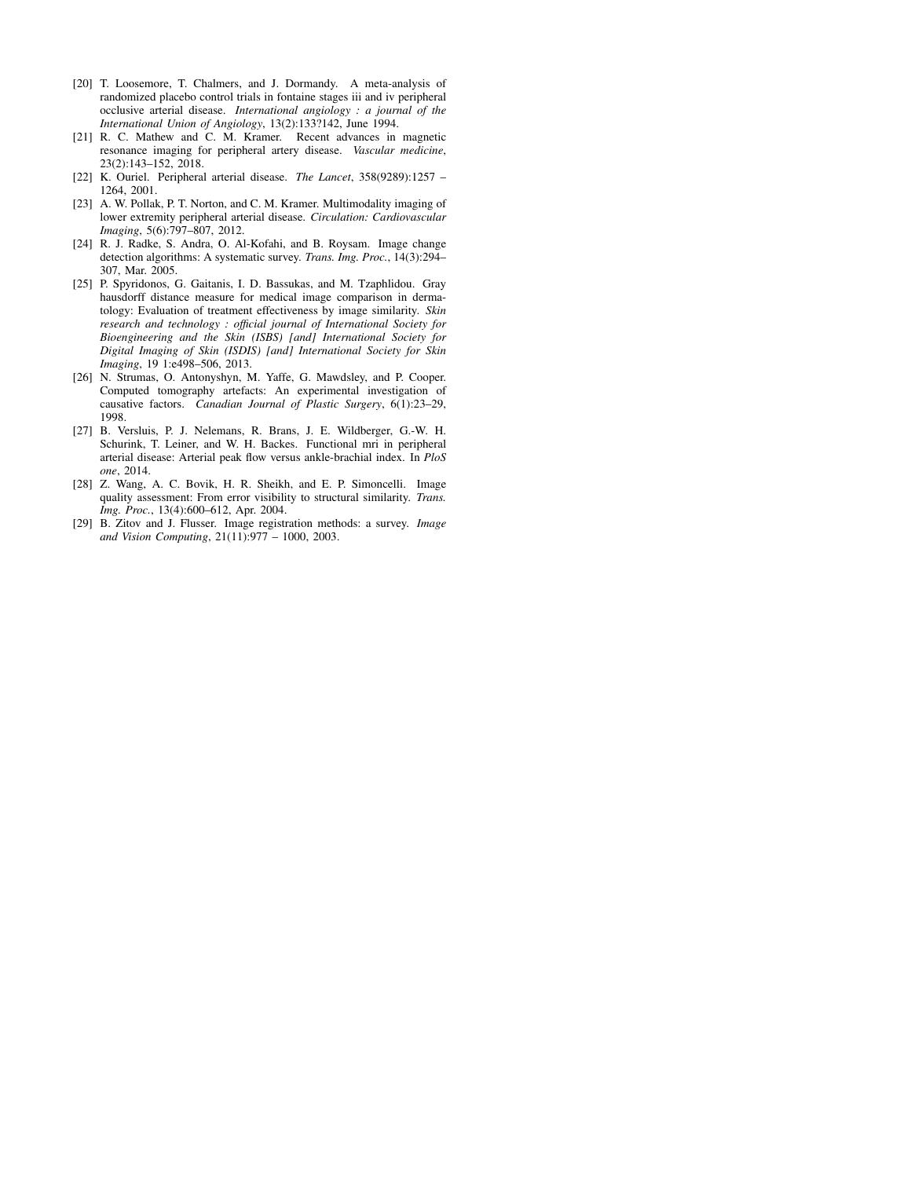[20] T. Loosemore, T. Chalmers, and J. Dormandy. A meta-analysis of randomized placebo control trials in fontaine stages iii and iv peripheral occlusive arterial disease. *International angiology : a journal of the International Union of Angiology*, 13(2):133?142, June 1994.

[21] R. C. Mathew and C. M. Kramer. Recent advances in magnetic resonance imaging for peripheral artery disease. *Vascular medicine*, 23(2):143–152, 2018.

[22] K. Ouriel. Peripheral arterial disease. *The Lancet*, 358(9289):1257 – 1264, 2001.

[23] A. W. Pollak, P. T. Norton, and C. M. Kramer. Multimodality imaging of lower extremity peripheral arterial disease. *Circulation: Cardiovascular Imaging*, 5(6):797–807, 2012.

[24] R. J. Radke, S. Andra, O. Al-Kofahi, and B. Roysam. Image change detection algorithms: A systematic survey. *Trans. Img. Proc.*, 14(3):294–307, Mar. 2005.

[25] P. Spyridonos, G. Gaitanis, I. D. Bassukas, and M. Tzaphlidou. Gray hausdorff distance measure for medical image comparison in dermatology: Evaluation of treatment effectiveness by image similarity. *Skin research and technology : official journal of International Society for Bioengineering and the Skin (ISBS) [and] International Society for Digital Imaging of Skin (ISDIS) [and] International Society for Skin Imaging*, 19 1:e498–506, 2013.

[26] N. Strumas, O. Antonyshyn, M. Yaffe, G. Mawdsley, and P. Cooper. Computed tomography artefacts: An experimental investigation of causative factors. *Canadian Journal of Plastic Surgery*, 6(1):23–29, 1998.

[27] B. Versluis, P. J. Nelemans, R. Brans, J. E. Wildberger, G.-W. H. Schurink, T. Leiner, and W. H. Backes. Functional mri in peripheral arterial disease: Arterial peak flow versus ankle-brachial index. In *PloS one*, 2014.

[28] Z. Wang, A. C. Bovik, H. R. Sheikh, and E. P. Simoncelli. Image quality assessment: From error visibility to structural similarity. *Trans. Img. Proc.*, 13(4):600–612, Apr. 2004.

[29] B. Zitov and J. Flusser. Image registration methods: a survey. *Image and Vision Computing*, 21(11):977 – 1000, 2003.